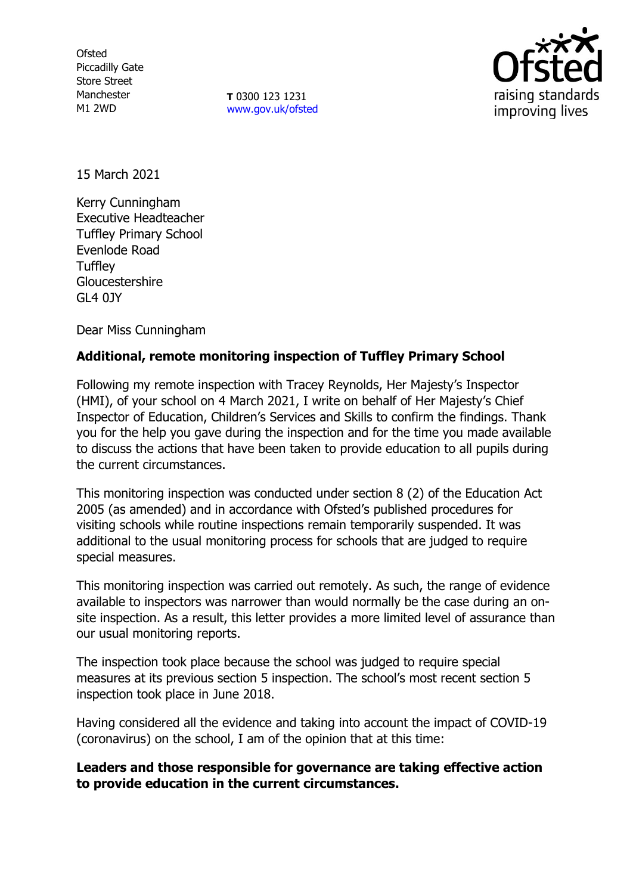Ofsted
Piccadilly Gate
Store Street
Manchester
M1 2WD

**T** 0300 123 1231
www.gov.uk/ofsted

15 March 2021

Kerry Cunningham
Executive Headteacher
Tuffley Primary School
Evenlode Road
Tuffley
Gloucestershire
GL4 0JY

Dear Miss Cunningham

**Additional, remote monitoring inspection of Tuffley Primary School**

Following my remote inspection with Tracey Reynolds, Her Majesty's Inspector (HMI), of your school on 4 March 2021, I write on behalf of Her Majesty's Chief Inspector of Education, Children's Services and Skills to confirm the findings. Thank you for the help you gave during the inspection and for the time you made available to discuss the actions that have been taken to provide education to all pupils during the current circumstances.

This monitoring inspection was conducted under section 8 (2) of the Education Act 2005 (as amended) and in accordance with Ofsted's published procedures for visiting schools while routine inspections remain temporarily suspended. It was additional to the usual monitoring process for schools that are judged to require special measures.

This monitoring inspection was carried out remotely. As such, the range of evidence available to inspectors was narrower than would normally be the case during an on-site inspection. As a result, this letter provides a more limited level of assurance than our usual monitoring reports.

The inspection took place because the school was judged to require special measures at its previous section 5 inspection. The school's most recent section 5 inspection took place in June 2018.

Having considered all the evidence and taking into account the impact of COVID-19 (coronavirus) on the school, I am of the opinion that at this time:

**Leaders and those responsible for governance are taking effective action to provide education in the current circumstances.**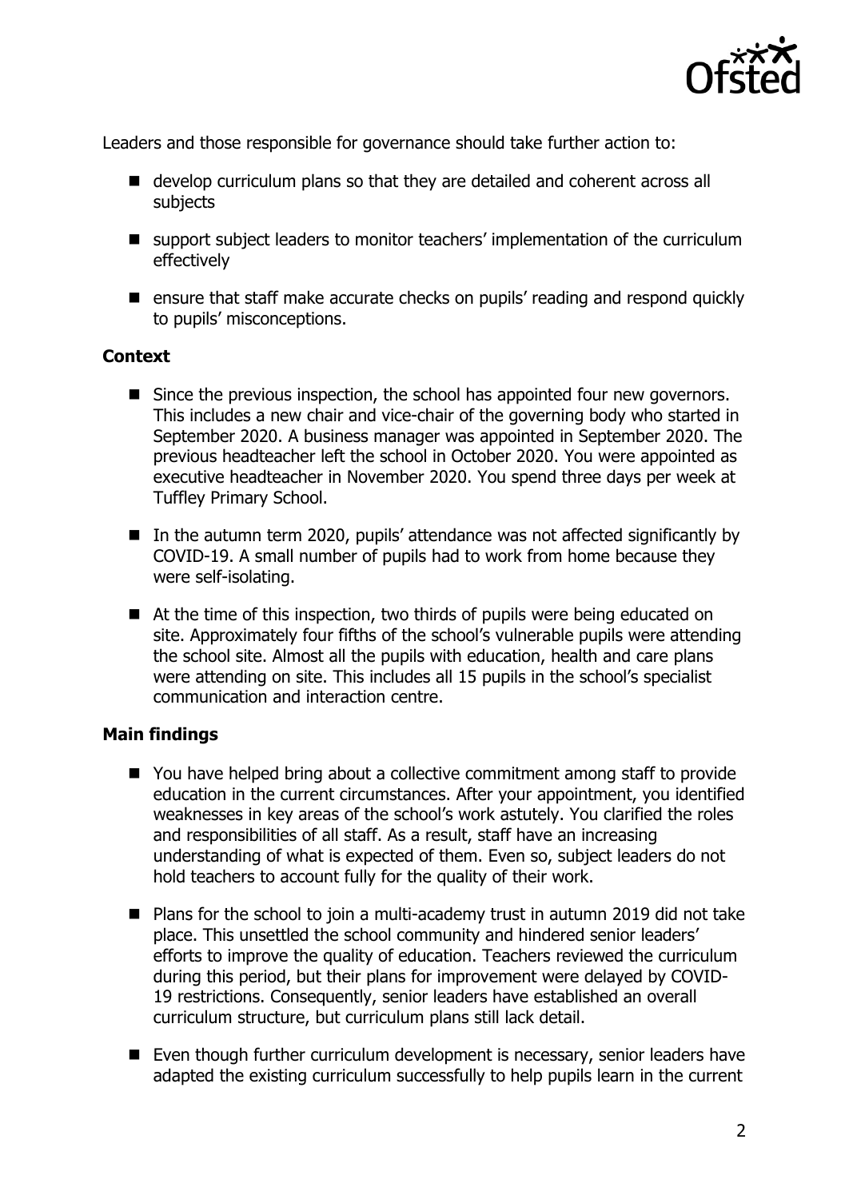Leaders and those responsible for governance should take further action to:

- develop curriculum plans so that they are detailed and coherent across all subjects
- support subject leaders to monitor teachers' implementation of the curriculum effectively
- ensure that staff make accurate checks on pupils' reading and respond quickly to pupils' misconceptions.

**Context**

- Since the previous inspection, the school has appointed four new governors. This includes a new chair and vice-chair of the governing body who started in September 2020. A business manager was appointed in September 2020. The previous headteacher left the school in October 2020. You were appointed as executive headteacher in November 2020. You spend three days per week at Tuffley Primary School.
- In the autumn term 2020, pupils' attendance was not affected significantly by COVID-19. A small number of pupils had to work from home because they were self-isolating.
- At the time of this inspection, two thirds of pupils were being educated on site. Approximately four fifths of the school's vulnerable pupils were attending the school site. Almost all the pupils with education, health and care plans were attending on site. This includes all 15 pupils in the school's specialist communication and interaction centre.

**Main findings**

- You have helped bring about a collective commitment among staff to provide education in the current circumstances. After your appointment, you identified weaknesses in key areas of the school's work astutely. You clarified the roles and responsibilities of all staff. As a result, staff have an increasing understanding of what is expected of them. Even so, subject leaders do not hold teachers to account fully for the quality of their work.
- Plans for the school to join a multi-academy trust in autumn 2019 did not take place. This unsettled the school community and hindered senior leaders' efforts to improve the quality of education. Teachers reviewed the curriculum during this period, but their plans for improvement were delayed by COVID-19 restrictions. Consequently, senior leaders have established an overall curriculum structure, but curriculum plans still lack detail.
- Even though further curriculum development is necessary, senior leaders have adapted the existing curriculum successfully to help pupils learn in the current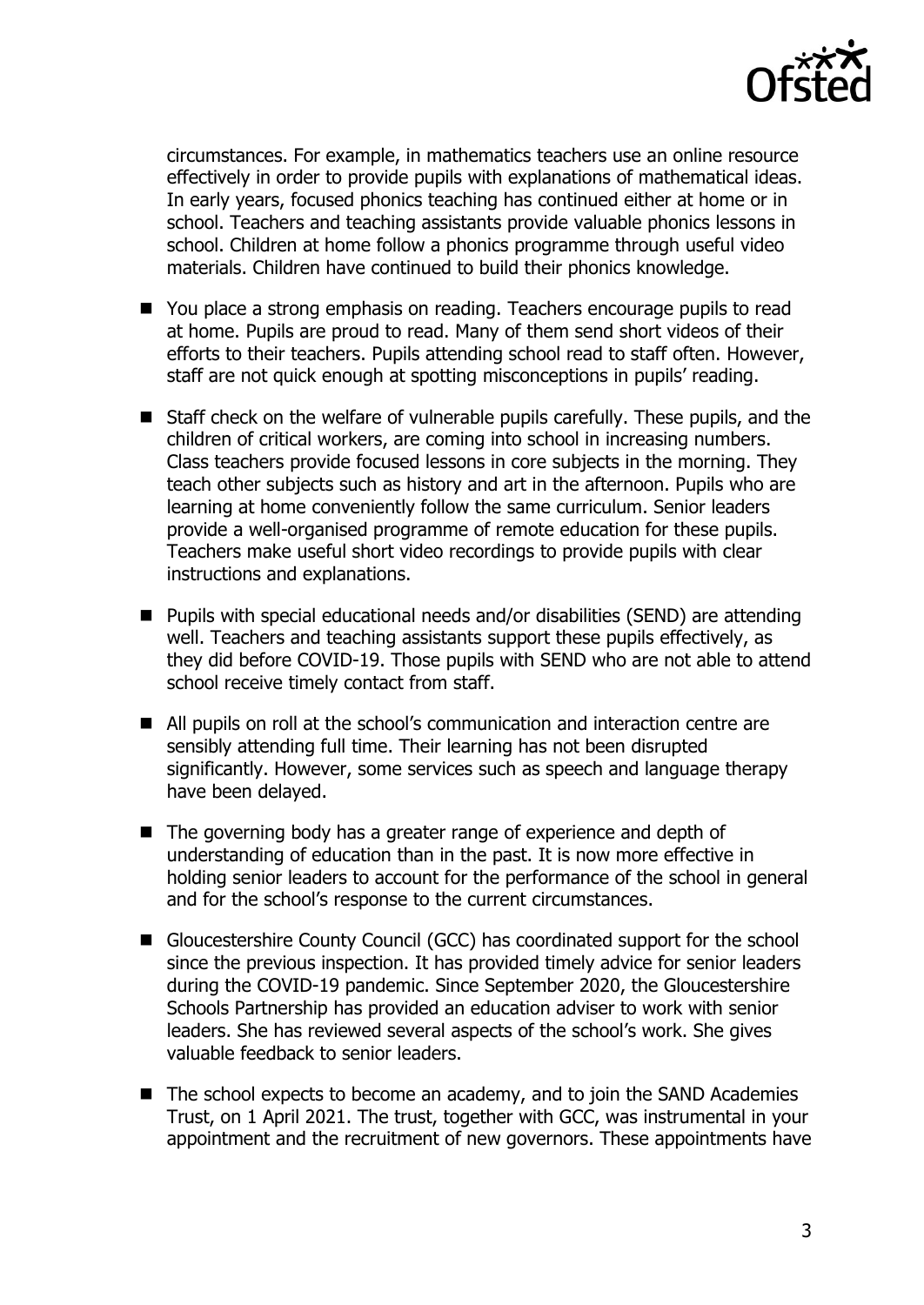circumstances. For example, in mathematics teachers use an online resource effectively in order to provide pupils with explanations of mathematical ideas. In early years, focused phonics teaching has continued either at home or in school. Teachers and teaching assistants provide valuable phonics lessons in school. Children at home follow a phonics programme through useful video materials. Children have continued to build their phonics knowledge.

- You place a strong emphasis on reading. Teachers encourage pupils to read at home. Pupils are proud to read. Many of them send short videos of their efforts to their teachers. Pupils attending school read to staff often. However, staff are not quick enough at spotting misconceptions in pupils' reading.
- Staff check on the welfare of vulnerable pupils carefully. These pupils, and the children of critical workers, are coming into school in increasing numbers. Class teachers provide focused lessons in core subjects in the morning. They teach other subjects such as history and art in the afternoon. Pupils who are learning at home conveniently follow the same curriculum. Senior leaders provide a well-organised programme of remote education for these pupils. Teachers make useful short video recordings to provide pupils with clear instructions and explanations.
- Pupils with special educational needs and/or disabilities (SEND) are attending well. Teachers and teaching assistants support these pupils effectively, as they did before COVID-19. Those pupils with SEND who are not able to attend school receive timely contact from staff.
- All pupils on roll at the school's communication and interaction centre are sensibly attending full time. Their learning has not been disrupted significantly. However, some services such as speech and language therapy have been delayed.
- The governing body has a greater range of experience and depth of understanding of education than in the past. It is now more effective in holding senior leaders to account for the performance of the school in general and for the school's response to the current circumstances.
- Gloucestershire County Council (GCC) has coordinated support for the school since the previous inspection. It has provided timely advice for senior leaders during the COVID-19 pandemic. Since September 2020, the Gloucestershire Schools Partnership has provided an education adviser to work with senior leaders. She has reviewed several aspects of the school's work. She gives valuable feedback to senior leaders.
- The school expects to become an academy, and to join the SAND Academies Trust, on 1 April 2021. The trust, together with GCC, was instrumental in your appointment and the recruitment of new governors. These appointments have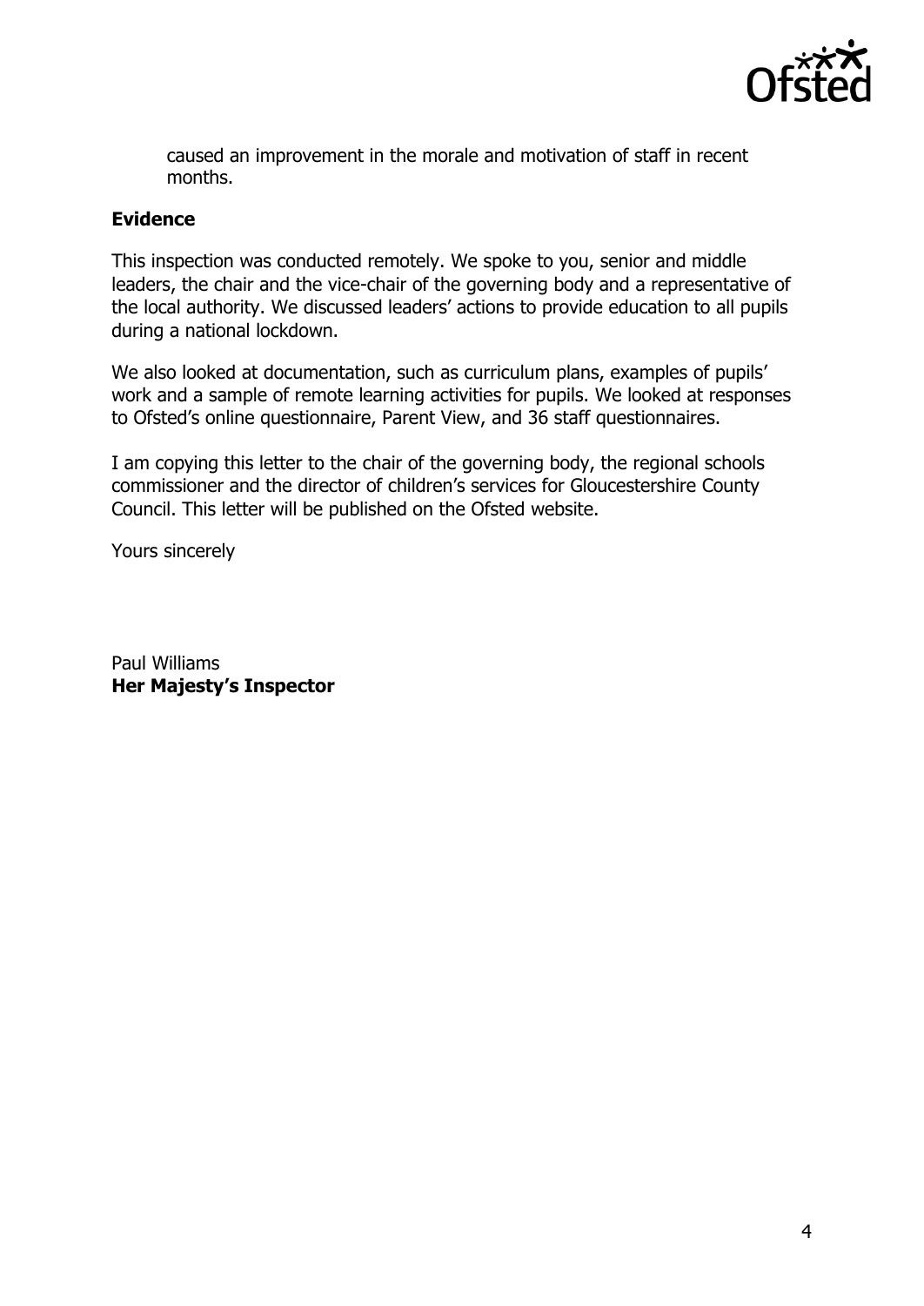caused an improvement in the morale and motivation of staff in recent months.

**Evidence**

This inspection was conducted remotely. We spoke to you, senior and middle leaders, the chair and the vice-chair of the governing body and a representative of the local authority. We discussed leaders' actions to provide education to all pupils during a national lockdown.

We also looked at documentation, such as curriculum plans, examples of pupils' work and a sample of remote learning activities for pupils. We looked at responses to Ofsted's online questionnaire, Parent View, and 36 staff questionnaires.

I am copying this letter to the chair of the governing body, the regional schools commissioner and the director of children's services for Gloucestershire County Council. This letter will be published on the Ofsted website.

Yours sincerely

Paul Williams
**Her Majesty's Inspector**